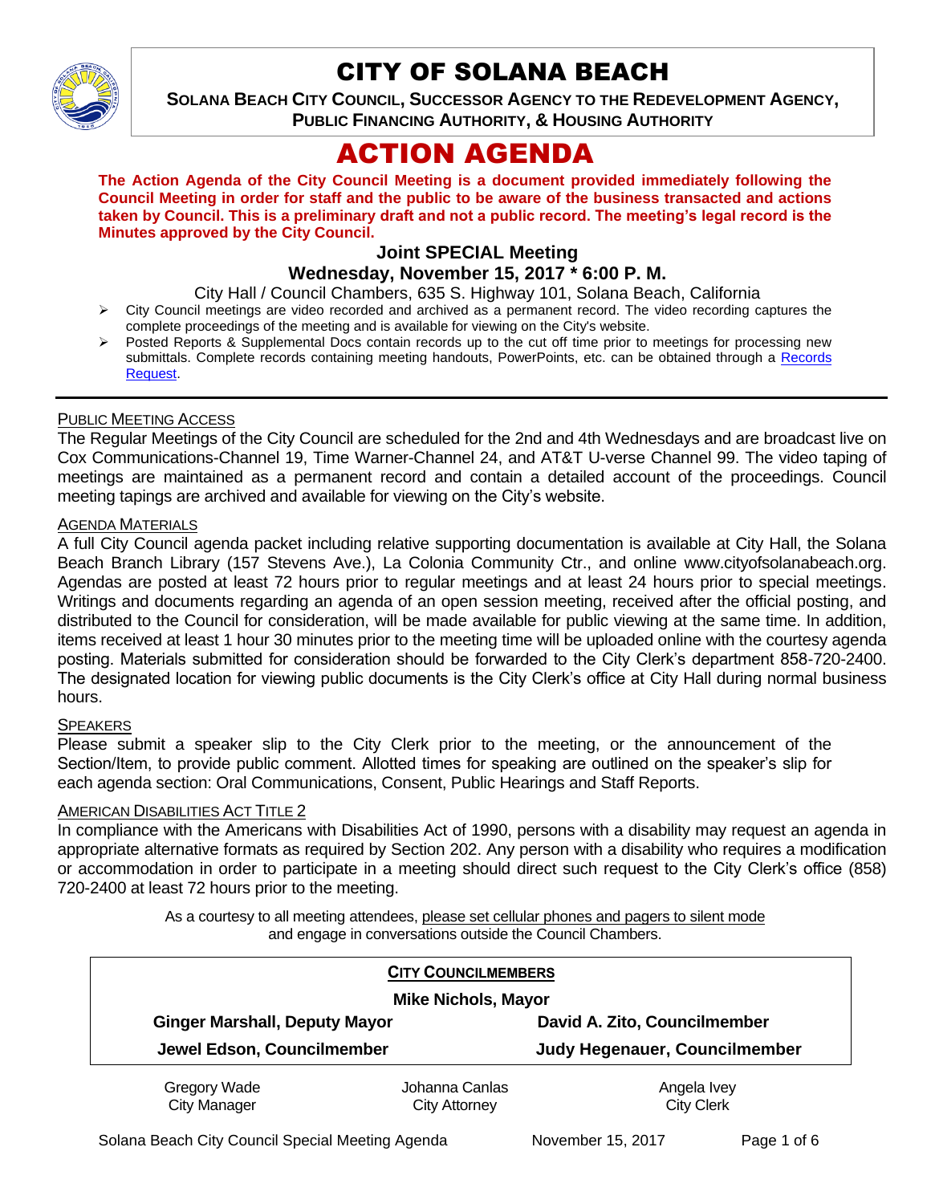# CITY OF SOLANA BEACH

**SOLANA BEACH CITY COUNCIL, SUCCESSOR AGENCY TO THE REDEVELOPMENT AGENCY, PUBLIC FINANCING AUTHORITY, & HOUSING AUTHORITY**

# ACTION AGENDA

**The Action Agenda of the City Council Meeting is a document provided immediately following the Council Meeting in order for staff and the public to be aware of the business transacted and actions taken by Council. This is a preliminary draft and not a public record. The meeting's legal record is the Minutes approved by the City Council.**

## Joint SPECIAL Meeting
## Wednesday, November 15, 2017 * 6:00 P. M.

City Hall / Council Chambers, 635 S. Highway 101, Solana Beach, California

- City Council meetings are video recorded and archived as a permanent record. The video recording captures the complete proceedings of the meeting and is available for viewing on the City's website.
- Posted Reports & Supplemental Docs contain records up to the cut off time prior to meetings for processing new submittals. Complete records containing meeting handouts, PowerPoints, etc. can be obtained through a Records Request.

### PUBLIC MEETING ACCESS

The Regular Meetings of the City Council are scheduled for the 2nd and 4th Wednesdays and are broadcast live on Cox Communications-Channel 19, Time Warner-Channel 24, and AT&T U-verse Channel 99. The video taping of meetings are maintained as a permanent record and contain a detailed account of the proceedings. Council meeting tapings are archived and available for viewing on the City's website.

### AGENDA MATERIALS

A full City Council agenda packet including relative supporting documentation is available at City Hall, the Solana Beach Branch Library (157 Stevens Ave.), La Colonia Community Ctr., and online www.cityofsolanabeach.org. Agendas are posted at least 72 hours prior to regular meetings and at least 24 hours prior to special meetings. Writings and documents regarding an agenda of an open session meeting, received after the official posting, and distributed to the Council for consideration, will be made available for public viewing at the same time. In addition, items received at least 1 hour 30 minutes prior to the meeting time will be uploaded online with the courtesy agenda posting. Materials submitted for consideration should be forwarded to the City Clerk's department 858-720-2400. The designated location for viewing public documents is the City Clerk's office at City Hall during normal business hours.

### SPEAKERS

Please submit a speaker slip to the City Clerk prior to the meeting, or the announcement of the Section/Item, to provide public comment. Allotted times for speaking are outlined on the speaker's slip for each agenda section: Oral Communications, Consent, Public Hearings and Staff Reports.

### AMERICAN DISABILITIES ACT TITLE 2

In compliance with the Americans with Disabilities Act of 1990, persons with a disability may request an agenda in appropriate alternative formats as required by Section 202. Any person with a disability who requires a modification or accommodation in order to participate in a meeting should direct such request to the City Clerk's office (858) 720-2400 at least 72 hours prior to the meeting.

As a courtesy to all meeting attendees, please set cellular phones and pagers to silent mode and engage in conversations outside the Council Chambers.

**CITY COUNCILMEMBERS**

**Mike Nichols, Mayor**

| | |
|---|---|
| **Ginger Marshall, Deputy Mayor** | **David A. Zito, Councilmember** |
| **Jewel Edson, Councilmember** | **Judy Hegenauer, Councilmember** |

| | | |
|---|---|---|
| Gregory Wade<br>City Manager | Johanna Canlas<br>City Attorney | Angela Ivey<br>City Clerk |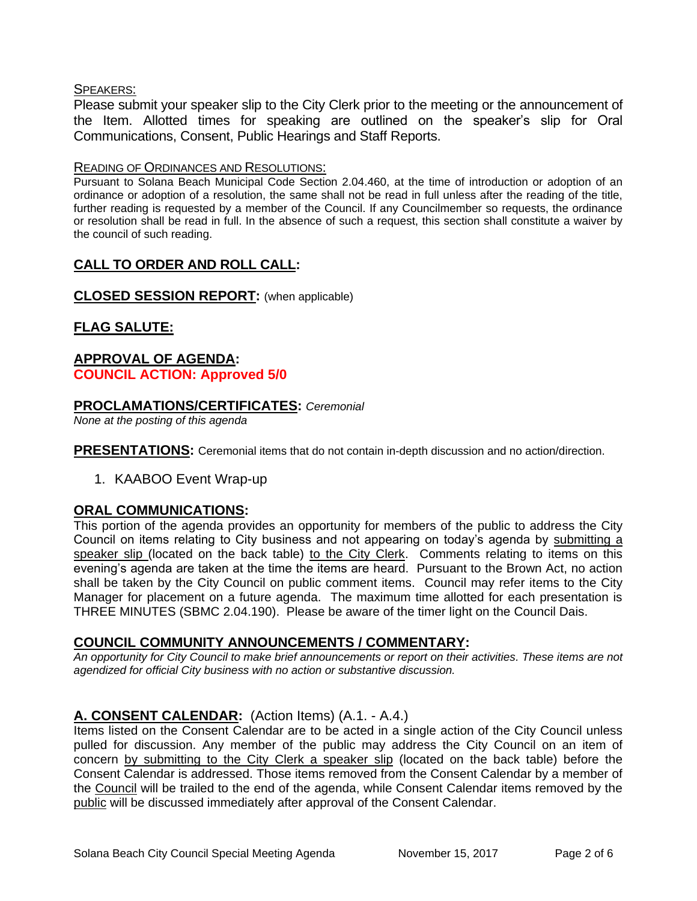SPEAKERS:

Please submit your speaker slip to the City Clerk prior to the meeting or the announcement of the Item. Allotted times for speaking are outlined on the speaker's slip for Oral Communications, Consent, Public Hearings and Staff Reports.

READING OF ORDINANCES AND RESOLUTIONS:

Pursuant to Solana Beach Municipal Code Section 2.04.460, at the time of introduction or adoption of an ordinance or adoption of a resolution, the same shall not be read in full unless after the reading of the title, further reading is requested by a member of the Council. If any Councilmember so requests, the ordinance or resolution shall be read in full. In the absence of such a request, this section shall constitute a waiver by the council of such reading.

## CALL TO ORDER AND ROLL CALL:

## CLOSED SESSION REPORT: (when applicable)

## FLAG SALUTE:

## APPROVAL OF AGENDA:

**COUNCIL ACTION: Approved 5/0**

## PROCLAMATIONS/CERTIFICATES: *Ceremonial*

*None at the posting of this agenda*

## PRESENTATIONS: Ceremonial items that do not contain in-depth discussion and no action/direction.

1. KAABOO Event Wrap-up

## ORAL COMMUNICATIONS:

This portion of the agenda provides an opportunity for members of the public to address the City Council on items relating to City business and not appearing on today's agenda by submitting a speaker slip (located on the back table) to the City Clerk. Comments relating to items on this evening's agenda are taken at the time the items are heard. Pursuant to the Brown Act, no action shall be taken by the City Council on public comment items. Council may refer items to the City Manager for placement on a future agenda. The maximum time allotted for each presentation is THREE MINUTES (SBMC 2.04.190). Please be aware of the timer light on the Council Dais.

## COUNCIL COMMUNITY ANNOUNCEMENTS / COMMENTARY:

*An opportunity for City Council to make brief announcements or report on their activities. These items are not agendized for official City business with no action or substantive discussion.*

## A. CONSENT CALENDAR: (Action Items) (A.1. - A.4.)

Items listed on the Consent Calendar are to be acted in a single action of the City Council unless pulled for discussion. Any member of the public may address the City Council on an item of concern by submitting to the City Clerk a speaker slip (located on the back table) before the Consent Calendar is addressed. Those items removed from the Consent Calendar by a member of the Council will be trailed to the end of the agenda, while Consent Calendar items removed by the public will be discussed immediately after approval of the Consent Calendar.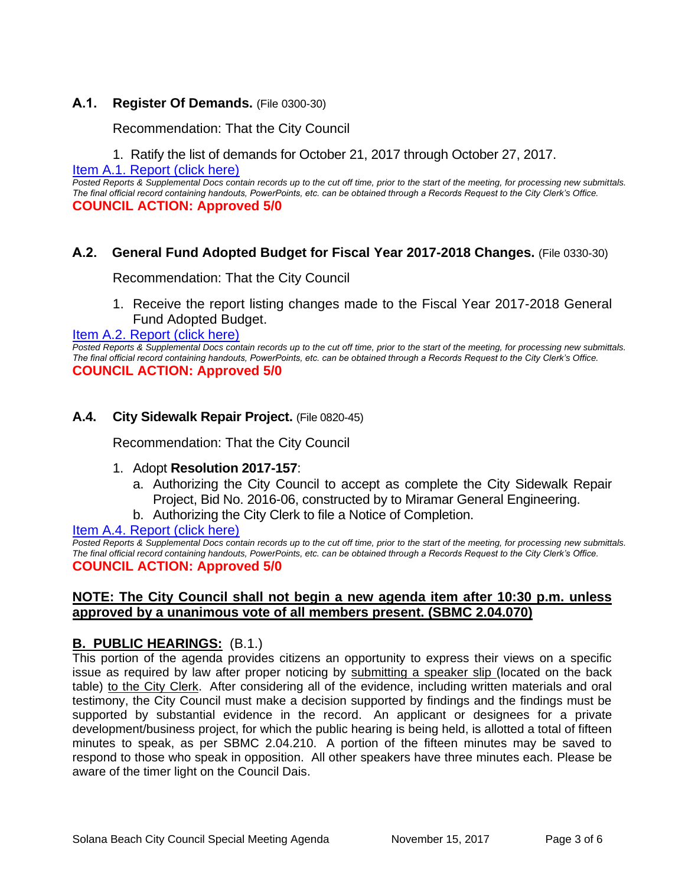### **A.1. Register Of Demands.** (File 0300-30)

Recommendation: That the City Council

1. Ratify the list of demands for October 21, 2017 through October 27, 2017.

[Item A.1. Report (click here)]

*Posted Reports & Supplemental Docs contain records up to the cut off time, prior to the start of the meeting, for processing new submittals. The final official record containing handouts, PowerPoints, etc. can be obtained through a Records Request to the City Clerk's Office.*

**COUNCIL ACTION: Approved 5/0**

### **A.2. General Fund Adopted Budget for Fiscal Year 2017-2018 Changes.** (File 0330-30)

Recommendation: That the City Council

1. Receive the report listing changes made to the Fiscal Year 2017-2018 General Fund Adopted Budget.

[Item A.2. Report (click here)]

*Posted Reports & Supplemental Docs contain records up to the cut off time, prior to the start of the meeting, for processing new submittals. The final official record containing handouts, PowerPoints, etc. can be obtained through a Records Request to the City Clerk's Office.*

**COUNCIL ACTION: Approved 5/0**

### **A.4. City Sidewalk Repair Project.** (File 0820-45)

Recommendation: That the City Council

1. Adopt **Resolution 2017-157**:
   a. Authorizing the City Council to accept as complete the City Sidewalk Repair Project, Bid No. 2016-06, constructed by to Miramar General Engineering.
   b. Authorizing the City Clerk to file a Notice of Completion.

[Item A.4. Report (click here)]

*Posted Reports & Supplemental Docs contain records up to the cut off time, prior to the start of the meeting, for processing new submittals. The final official record containing handouts, PowerPoints, etc. can be obtained through a Records Request to the City Clerk's Office.*

**COUNCIL ACTION: Approved 5/0**

**NOTE: The City Council shall not begin a new agenda item after 10:30 p.m. unless approved by a unanimous vote of all members present. (SBMC 2.04.070)**

## **B. PUBLIC HEARINGS:** (B.1.)

This portion of the agenda provides citizens an opportunity to express their views on a specific issue as required by law after proper noticing by submitting a speaker slip (located on the back table) to the City Clerk. After considering all of the evidence, including written materials and oral testimony, the City Council must make a decision supported by findings and the findings must be supported by substantial evidence in the record. An applicant or designees for a private development/business project, for which the public hearing is being held, is allotted a total of fifteen minutes to speak, as per SBMC 2.04.210. A portion of the fifteen minutes may be saved to respond to those who speak in opposition. All other speakers have three minutes each. Please be aware of the timer light on the Council Dais.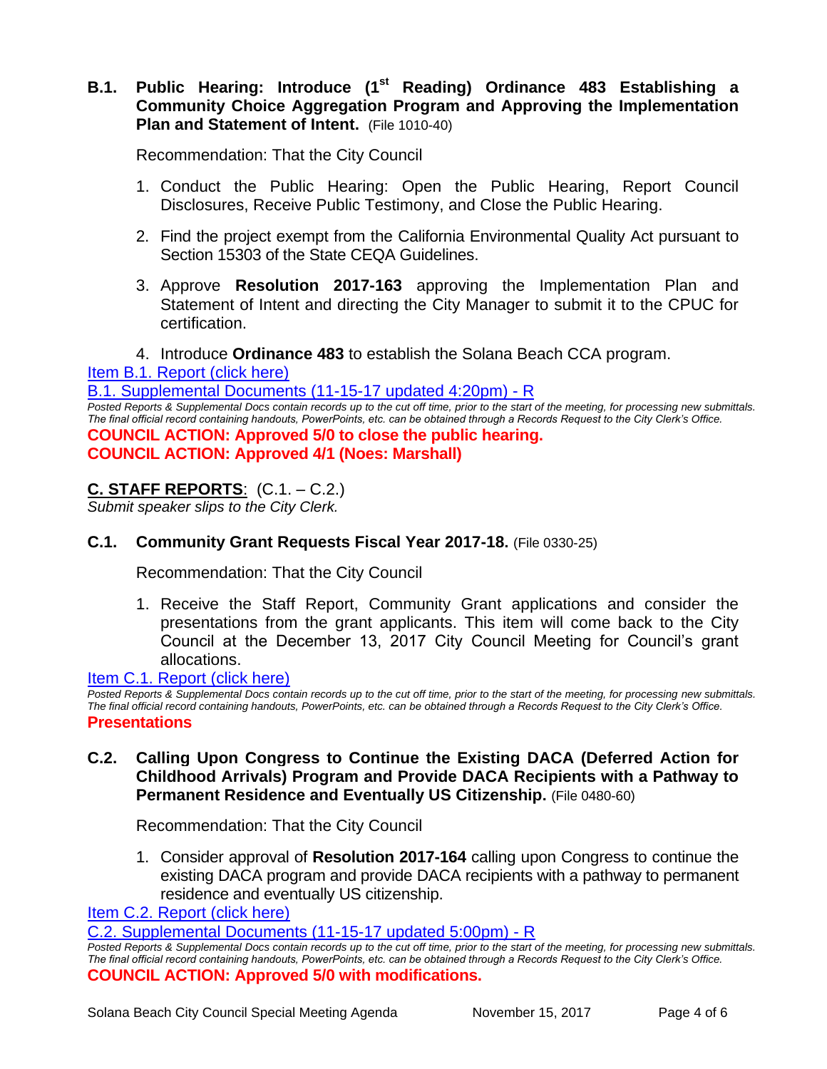**B.1. Public Hearing: Introduce (1st Reading) Ordinance 483 Establishing a Community Choice Aggregation Program and Approving the Implementation Plan and Statement of Intent.** (File 1010-40)

Recommendation: That the City Council

1. Conduct the Public Hearing: Open the Public Hearing, Report Council Disclosures, Receive Public Testimony, and Close the Public Hearing.
2. Find the project exempt from the California Environmental Quality Act pursuant to Section 15303 of the State CEQA Guidelines.
3. Approve **Resolution 2017-163** approving the Implementation Plan and Statement of Intent and directing the City Manager to submit it to the CPUC for certification.
4. Introduce **Ordinance 483** to establish the Solana Beach CCA program.

Item B.1. Report (click here)

B.1. Supplemental Documents (11-15-17 updated 4:20pm) - R

*Posted Reports & Supplemental Docs contain records up to the cut off time, prior to the start of the meeting, for processing new submittals. The final official record containing handouts, PowerPoints, etc. can be obtained through a Records Request to the City Clerk's Office.*

**COUNCIL ACTION: Approved 5/0 to close the public hearing.**
**COUNCIL ACTION: Approved 4/1 (Noes: Marshall)**

## C. STAFF REPORTS: (C.1. – C.2.)

*Submit speaker slips to the City Clerk.*

**C.1. Community Grant Requests Fiscal Year 2017-18.** (File 0330-25)

Recommendation: That the City Council

1. Receive the Staff Report, Community Grant applications and consider the presentations from the grant applicants. This item will come back to the City Council at the December 13, 2017 City Council Meeting for Council's grant allocations.

Item C.1. Report (click here)

*Posted Reports & Supplemental Docs contain records up to the cut off time, prior to the start of the meeting, for processing new submittals. The final official record containing handouts, PowerPoints, etc. can be obtained through a Records Request to the City Clerk's Office.*

**Presentations**

**C.2. Calling Upon Congress to Continue the Existing DACA (Deferred Action for Childhood Arrivals) Program and Provide DACA Recipients with a Pathway to Permanent Residence and Eventually US Citizenship.** (File 0480-60)

Recommendation: That the City Council

1. Consider approval of **Resolution 2017-164** calling upon Congress to continue the existing DACA program and provide DACA recipients with a pathway to permanent residence and eventually US citizenship.

Item C.2. Report (click here)

C.2. Supplemental Documents (11-15-17 updated 5:00pm) - R

*Posted Reports & Supplemental Docs contain records up to the cut off time, prior to the start of the meeting, for processing new submittals. The final official record containing handouts, PowerPoints, etc. can be obtained through a Records Request to the City Clerk's Office.*

**COUNCIL ACTION: Approved 5/0 with modifications.**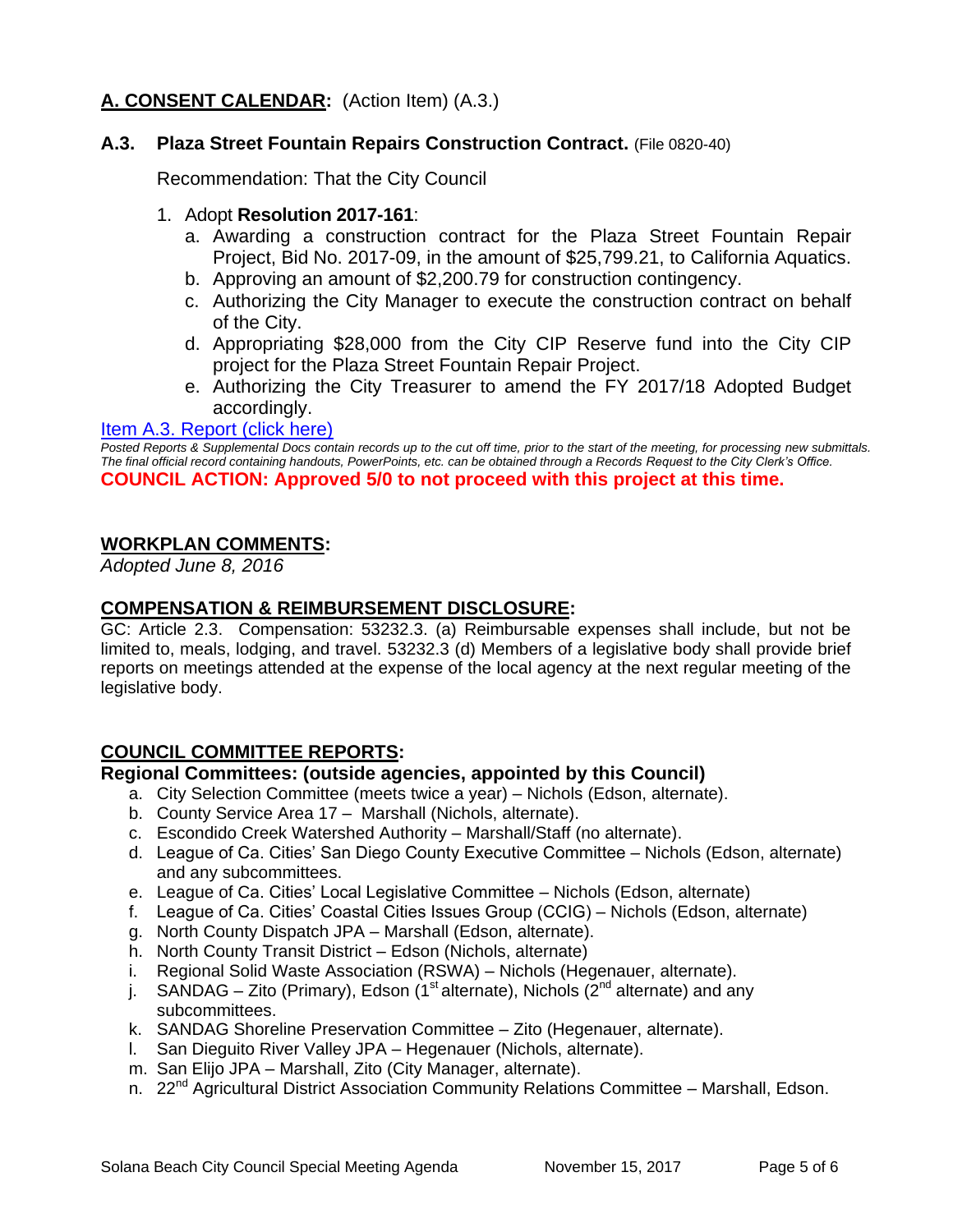## **A. CONSENT CALENDAR:** (Action Item) (A.3.)

### **A.3. Plaza Street Fountain Repairs Construction Contract.** (File 0820-40)

Recommendation: That the City Council

1. Adopt **Resolution 2017-161**:
   a. Awarding a construction contract for the Plaza Street Fountain Repair Project, Bid No. 2017-09, in the amount of $25,799.21, to California Aquatics.
   b. Approving an amount of $2,200.79 for construction contingency.
   c. Authorizing the City Manager to execute the construction contract on behalf of the City.
   d. Appropriating $28,000 from the City CIP Reserve fund into the City CIP project for the Plaza Street Fountain Repair Project.
   e. Authorizing the City Treasurer to amend the FY 2017/18 Adopted Budget accordingly.

Item A.3. Report (click here)

*Posted Reports & Supplemental Docs contain records up to the cut off time, prior to the start of the meeting, for processing new submittals. The final official record containing handouts, PowerPoints, etc. can be obtained through a Records Request to the City Clerk's Office.*

**COUNCIL ACTION: Approved 5/0 to not proceed with this project at this time.**

## **WORKPLAN COMMENTS:**

*Adopted June 8, 2016*

## **COMPENSATION & REIMBURSEMENT DISCLOSURE:**

GC: Article 2.3. Compensation: 53232.3. (a) Reimbursable expenses shall include, but not be limited to, meals, lodging, and travel. 53232.3 (d) Members of a legislative body shall provide brief reports on meetings attended at the expense of the local agency at the next regular meeting of the legislative body.

## **COUNCIL COMMITTEE REPORTS:**

**Regional Committees: (outside agencies, appointed by this Council)**

a. City Selection Committee (meets twice a year) – Nichols (Edson, alternate).
b. County Service Area 17 – Marshall (Nichols, alternate).
c. Escondido Creek Watershed Authority – Marshall/Staff (no alternate).
d. League of Ca. Cities' San Diego County Executive Committee – Nichols (Edson, alternate) and any subcommittees.
e. League of Ca. Cities' Local Legislative Committee – Nichols (Edson, alternate)
f. League of Ca. Cities' Coastal Cities Issues Group (CCIG) – Nichols (Edson, alternate)
g. North County Dispatch JPA – Marshall (Edson, alternate).
h. North County Transit District – Edson (Nichols, alternate)
i. Regional Solid Waste Association (RSWA) – Nichols (Hegenauer, alternate).
j. SANDAG – Zito (Primary), Edson (1st alternate), Nichols (2nd alternate) and any subcommittees.
k. SANDAG Shoreline Preservation Committee – Zito (Hegenauer, alternate).
l. San Dieguito River Valley JPA – Hegenauer (Nichols, alternate).
m. San Elijo JPA – Marshall, Zito (City Manager, alternate).
n. 22nd Agricultural District Association Community Relations Committee – Marshall, Edson.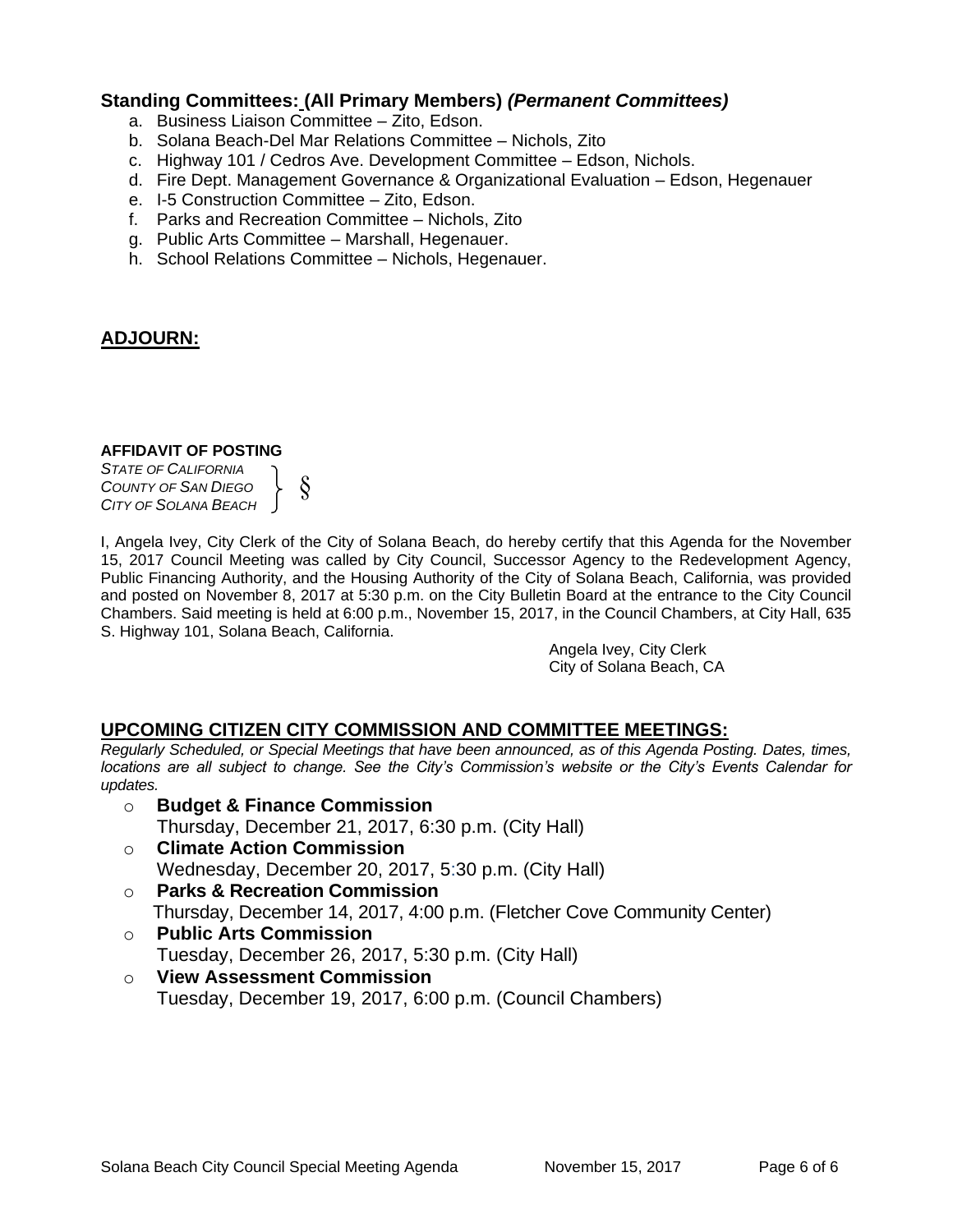**Standing Committees: (All Primary Members)** ***(Permanent Committees)***

a. Business Liaison Committee – Zito, Edson.
b. Solana Beach-Del Mar Relations Committee – Nichols, Zito
c. Highway 101 / Cedros Ave. Development Committee – Edson, Nichols.
d. Fire Dept. Management Governance & Organizational Evaluation – Edson, Hegenauer
e. I-5 Construction Committee – Zito, Edson.
f. Parks and Recreation Committee – Nichols, Zito
g. Public Arts Committee – Marshall, Hegenauer.
h. School Relations Committee – Nichols, Hegenauer.

## ADJOURN:

**AFFIDAVIT OF POSTING**

*STATE OF CALIFORNIA*
*COUNTY OF SAN DIEGO* §
*CITY OF SOLANA BEACH*

I, Angela Ivey, City Clerk of the City of Solana Beach, do hereby certify that this Agenda for the November 15, 2017 Council Meeting was called by City Council, Successor Agency to the Redevelopment Agency, Public Financing Authority, and the Housing Authority of the City of Solana Beach, California, was provided and posted on November 8, 2017 at 5:30 p.m. on the City Bulletin Board at the entrance to the City Council Chambers. Said meeting is held at 6:00 p.m., November 15, 2017, in the Council Chambers, at City Hall, 635 S. Highway 101, Solana Beach, California.

Angela Ivey, City Clerk
City of Solana Beach, CA

## UPCOMING CITIZEN CITY COMMISSION AND COMMITTEE MEETINGS:

*Regularly Scheduled, or Special Meetings that have been announced, as of this Agenda Posting. Dates, times, locations are all subject to change. See the City's Commission's website or the City's Events Calendar for updates.*

- **Budget & Finance Commission**
  Thursday, December 21, 2017, 6:30 p.m. (City Hall)
- **Climate Action Commission**
  Wednesday, December 20, 2017, 5:30 p.m. (City Hall)
- **Parks & Recreation Commission**
  Thursday, December 14, 2017, 4:00 p.m. (Fletcher Cove Community Center)
- **Public Arts Commission**
  Tuesday, December 26, 2017, 5:30 p.m. (City Hall)
- **View Assessment Commission**
  Tuesday, December 19, 2017, 6:00 p.m. (Council Chambers)